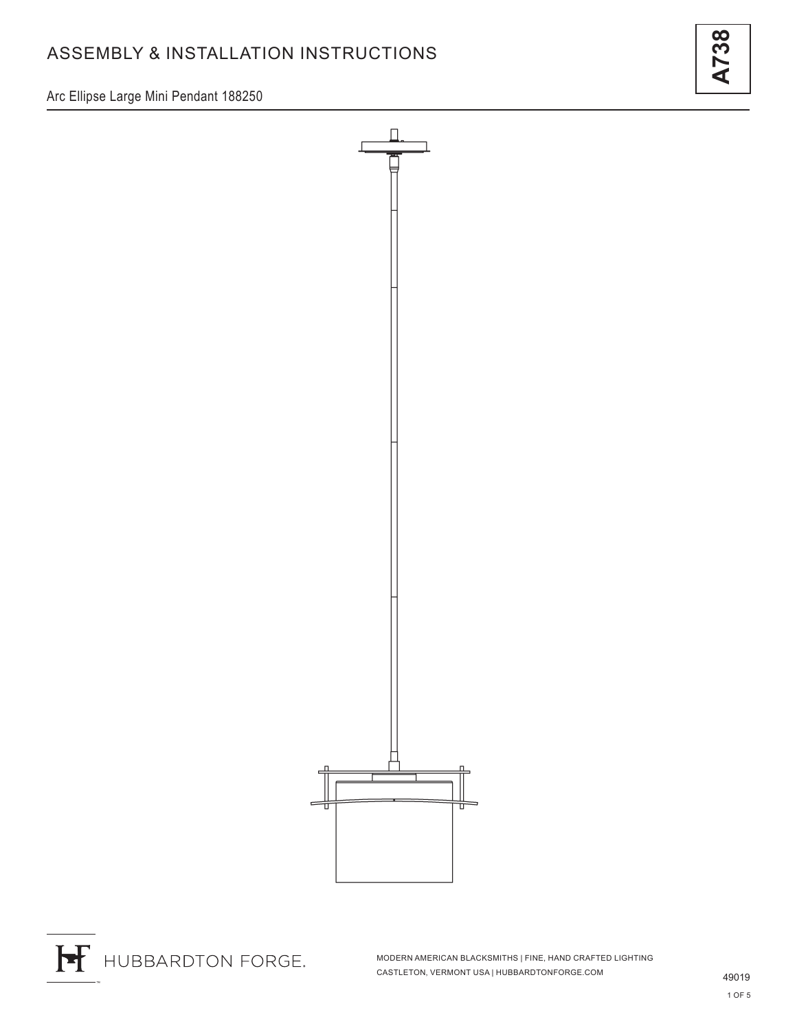# ASSEMBLY & INSTALLATION INSTRUCTIONS

**A738**

Arc Ellipse Large Mini Pendant 188250

HUBBARDTON FORGE.

MODERN AMERICAN BLACKSMITHS | FINE, HAND CRAFTED LIGHTING
CASTLETON, VERMONT USA | HUBBARDTONFORGE.COM

49019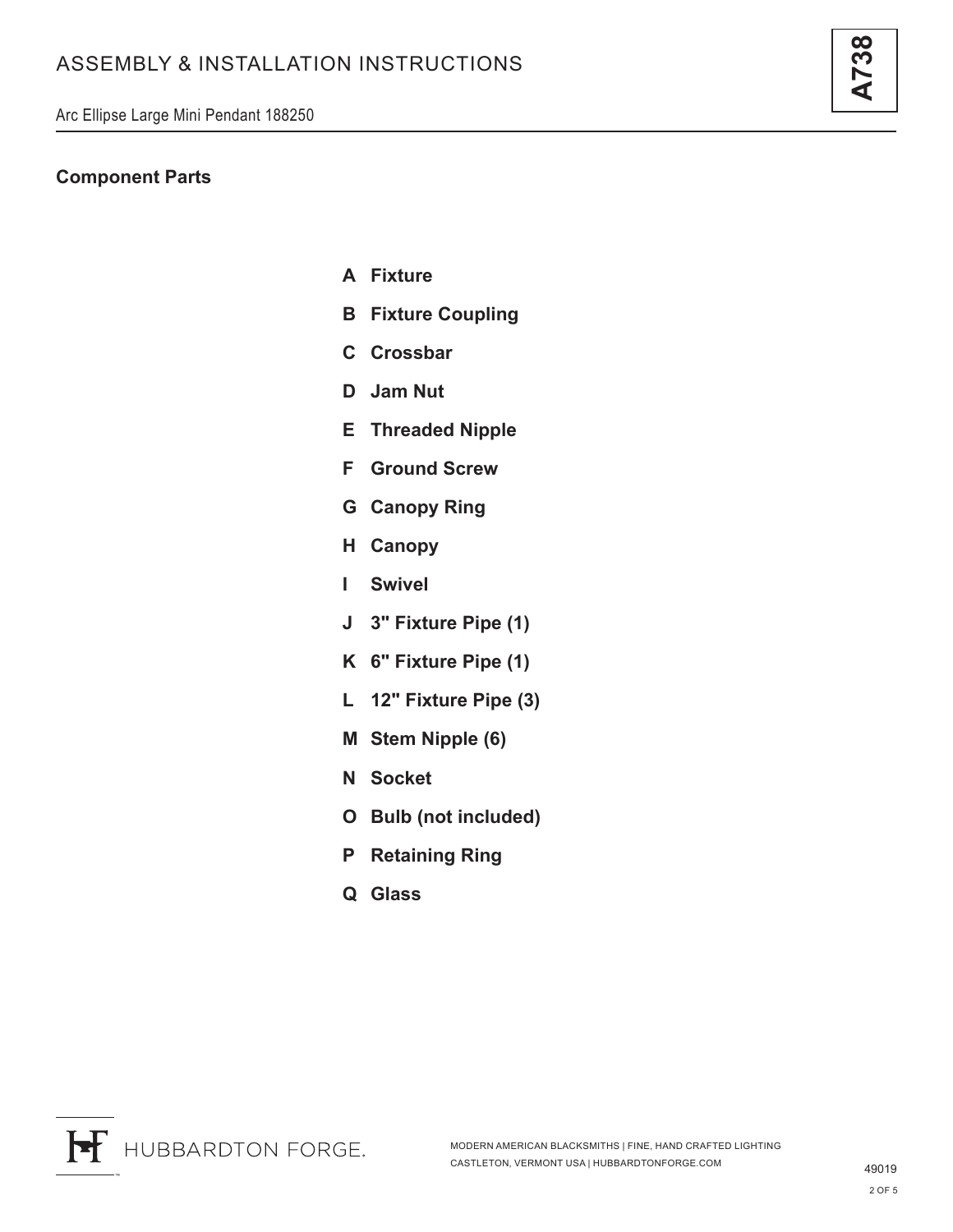## Component Parts

- **A Fixture**
- **B Fixture Coupling**
- **C Crossbar**
- **D Jam Nut**
- **E Threaded Nipple**
- **F Ground Screw**
- **G Canopy Ring**
- **H Canopy**
- **I Swivel**
- **J 3" Fixture Pipe (1)**
- **K 6" Fixture Pipe (1)**
- **L 12" Fixture Pipe (3)**
- **M Stem Nipple (6)**
- **N Socket**
- **O Bulb (not included)**
- **P Retaining Ring**
- **Q Glass**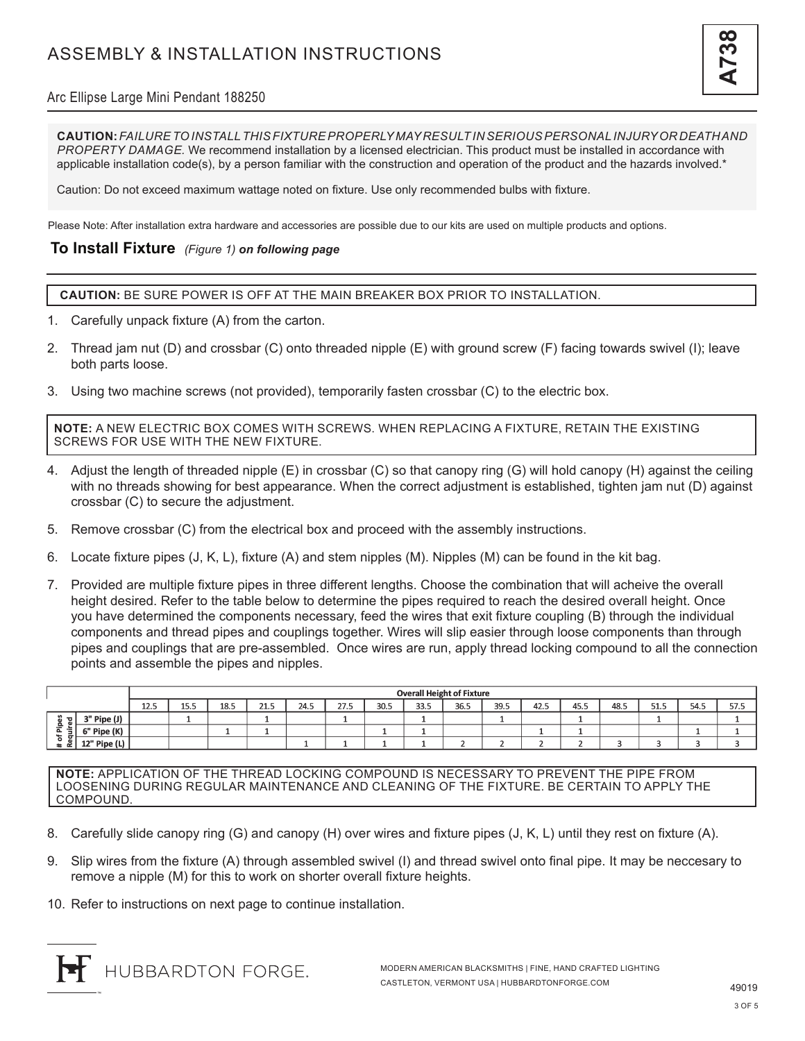# ASSEMBLY & INSTALLATION INSTRUCTIONS

**A738**

Arc Ellipse Large Mini Pendant 188250

**CAUTION:** *FAILURE TO INSTALL THIS FIXTURE PROPERLY MAY RESULT IN SERIOUS PERSONAL INJURY OR DEATH AND PROPERTY DAMAGE.* We recommend installation by a licensed electrician. This product must be installed in accordance with applicable installation code(s), by a person familiar with the construction and operation of the product and the hazards involved.*

Caution: Do not exceed maximum wattage noted on fixture. Use only recommended bulbs with fixture.

Please Note: After installation extra hardware and accessories are possible due to our kits are used on multiple products and options.

## To Install Fixture *(Figure 1)* ***on following page***

**CAUTION:** BE SURE POWER IS OFF AT THE MAIN BREAKER BOX PRIOR TO INSTALLATION.

1. Carefully unpack fixture (A) from the carton.
2. Thread jam nut (D) and crossbar (C) onto threaded nipple (E) with ground screw (F) facing towards swivel (I); leave both parts loose.
3. Using two machine screws (not provided), temporarily fasten crossbar (C) to the electric box.

**NOTE:** A NEW ELECTRIC BOX COMES WITH SCREWS. WHEN REPLACING A FIXTURE, RETAIN THE EXISTING SCREWS FOR USE WITH THE NEW FIXTURE.

4. Adjust the length of threaded nipple (E) in crossbar (C) so that canopy ring (G) will hold canopy (H) against the ceiling with no threads showing for best appearance. When the correct adjustment is established, tighten jam nut (D) against crossbar (C) to secure the adjustment.
5. Remove crossbar (C) from the electrical box and proceed with the assembly instructions.
6. Locate fixture pipes (J, K, L), fixture (A) and stem nipples (M). Nipples (M) can be found in the kit bag.
7. Provided are multiple fixture pipes in three different lengths. Choose the combination that will acheive the overall height desired. Refer to the table below to determine the pipes required to reach the desired overall height. Once you have determined the components necessary, feed the wires that exit fixture coupling (B) through the individual components and thread pipes and couplings together. Wires will slip easier through loose components than through pipes and couplings that are pre-assembled. Once wires are run, apply thread locking compound to all the connection points and assemble the pipes and nipples.

| | | **Overall Height of Fixture** | | | | | | | | | | | | | | | |
|---|---|---|---|---|---|---|---|---|---|---|---|---|---|---|---|---|---|
| | | 12.5 | 15.5 | 18.5 | 21.5 | 24.5 | 27.5 | 30.5 | 33.5 | 36.5 | 39.5 | 42.5 | 45.5 | 48.5 | 51.5 | 54.5 | 57.5 |
| **# of Pipes Required** | **3" Pipe (J)** | | 1 | | 1 | | 1 | | 1 | | 1 | | 1 | | 1 | | 1 |
| | **6" Pipe (K)** | | | 1 | 1 | | | 1 | 1 | | | 1 | 1 | | | 1 | 1 |
| | **12" Pipe (L)** | | | | | 1 | 1 | 1 | 1 | 2 | 2 | 2 | 2 | 3 | 3 | 3 | 3 |

**NOTE:** APPLICATION OF THE THREAD LOCKING COMPOUND IS NECESSARY TO PREVENT THE PIPE FROM LOOSENING DURING REGULAR MAINTENANCE AND CLEANING OF THE FIXTURE. BE CERTAIN TO APPLY THE COMPOUND.

8. Carefully slide canopy ring (G) and canopy (H) over wires and fixture pipes (J, K, L) until they rest on fixture (A).
9. Slip wires from the fixture (A) through assembled swivel (I) and thread swivel onto final pipe. It may be neccesary to remove a nipple (M) for this to work on shorter overall fixture heights.
10. Refer to instructions on next page to continue installation.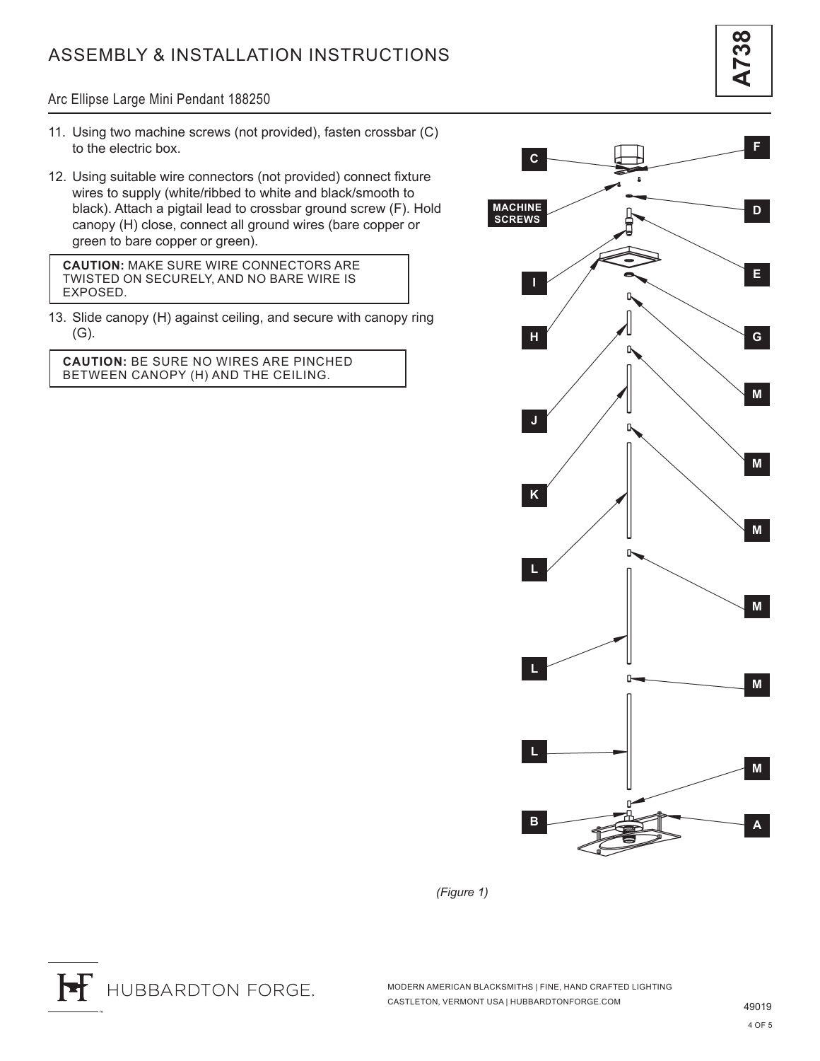# ASSEMBLY & INSTALLATION INSTRUCTIONS

Arc Ellipse Large Mini Pendant 188250

11. Using two machine screws (not provided), fasten crossbar (C) to the electric box.
12. Using suitable wire connectors (not provided) connect fixture wires to supply (white/ribbed to white and black/smooth to black). Attach a pigtail lead to crossbar ground screw (F). Hold canopy (H) close, connect all ground wires (bare copper or green to bare copper or green).

> **CAUTION:** MAKE SURE WIRE CONNECTORS ARE TWISTED ON SECURELY, AND NO BARE WIRE IS EXPOSED.

13. Slide canopy (H) against ceiling, and secure with canopy ring (G).

> **CAUTION:** BE SURE NO WIRES ARE PINCHED BETWEEN CANOPY (H) AND THE CEILING.

*(Figure 1)*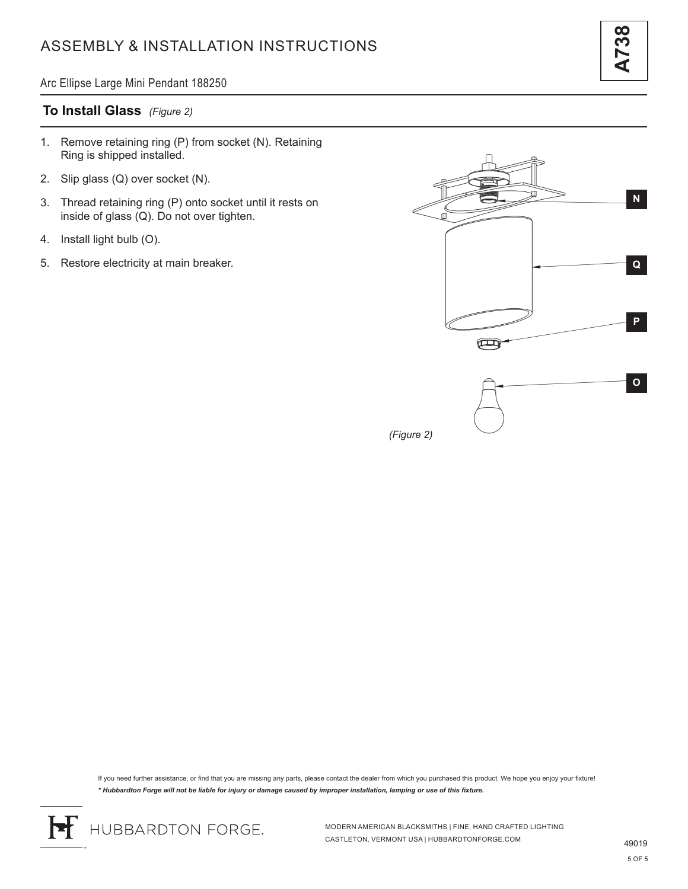# ASSEMBLY & INSTALLATION INSTRUCTIONS

**A738**

Arc Ellipse Large Mini Pendant 188250

## To Install Glass *(Figure 2)*

1. Remove retaining ring (P) from socket (N). Retaining Ring is shipped installed.
2. Slip glass (Q) over socket (N).
3. Thread retaining ring (P) onto socket until it rests on inside of glass (Q). Do not over tighten.
4. Install light bulb (O).
5. Restore electricity at main breaker.

N

Q

P

O

*(Figure 2)*

If you need further assistance, or find that you are missing any parts, please contact the dealer from which you purchased this product. We hope you enjoy your fixture!

***\* Hubbardton Forge will not be liable for injury or damage caused by improper installation, lamping or use of this fixture.***

HUBBARDTON FORGE.

MODERN AMERICAN BLACKSMITHS | FINE, HAND CRAFTED LIGHTING
CASTLETON, VERMONT USA | HUBBARDTONFORGE.COM

49019